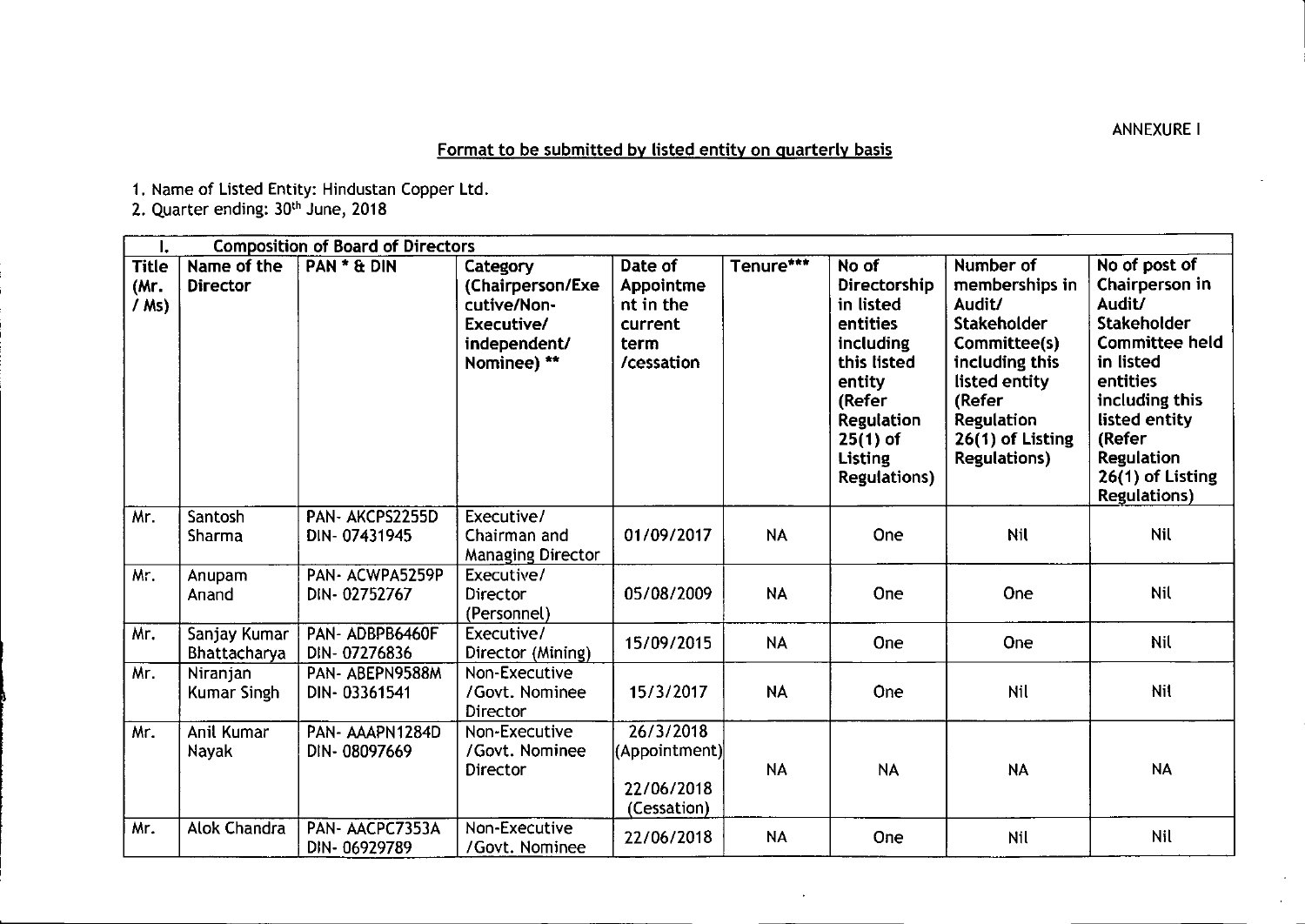ANNEXURE I

## Format to be submitted by listed entity on quarterly basis

1. Name of Listed Entity: Hindustan Copper Ltd.
2. Quarter ending: 30th June, 2018

| I. | Composition of Board of Directors | | | | | | | |
|---|---|---|---|---|---|---|---|---|
| Title (Mr. / Ms) | Name of the Director | PAN * & DIN | Category (Chairperson/Executive/Non-Executive/ independent/ Nominee) ** | Date of Appointment in the current term /cessation | Tenure*** | No of Directorship in listed entities including this listed entity (Refer Regulation 25(1) of Listing Regulations) | Number of memberships in Audit/ Stakeholder Committee(s) including this listed entity (Refer Regulation 26(1) of Listing Regulations) | No of post of Chairperson in Audit/ Stakeholder Committee held in listed entities including this listed entity (Refer Regulation 26(1) of Listing Regulations) |
| Mr. | Santosh Sharma | PAN- AKCPS2255D DIN- 07431945 | Executive/ Chairman and Managing Director | 01/09/2017 | NA | One | Nil | Nil |
| Mr. | Anupam Anand | PAN- ACWPA5259P DIN- 02752767 | Executive/ Director (Personnel) | 05/08/2009 | NA | One | One | Nil |
| Mr. | Sanjay Kumar Bhattacharya | PAN- ADBPB6460F DIN- 07276836 | Executive/ Director (Mining) | 15/09/2015 | NA | One | One | Nil |
| Mr. | Niranjan Kumar Singh | PAN- ABEPN9588M DIN- 03361541 | Non-Executive /Govt. Nominee Director | 15/3/2017 | NA | One | Nil | Nil |
| Mr. | Anil Kumar Nayak | PAN- AAAPN1284D DIN- 08097669 | Non-Executive /Govt. Nominee Director | 26/3/2018 (Appointment) 22/06/2018 (Cessation) | NA | NA | NA | NA |
| Mr. | Alok Chandra | PAN- AACPC7353A DIN- 06929789 | Non-Executive /Govt. Nominee | 22/06/2018 | NA | One | Nil | Nil |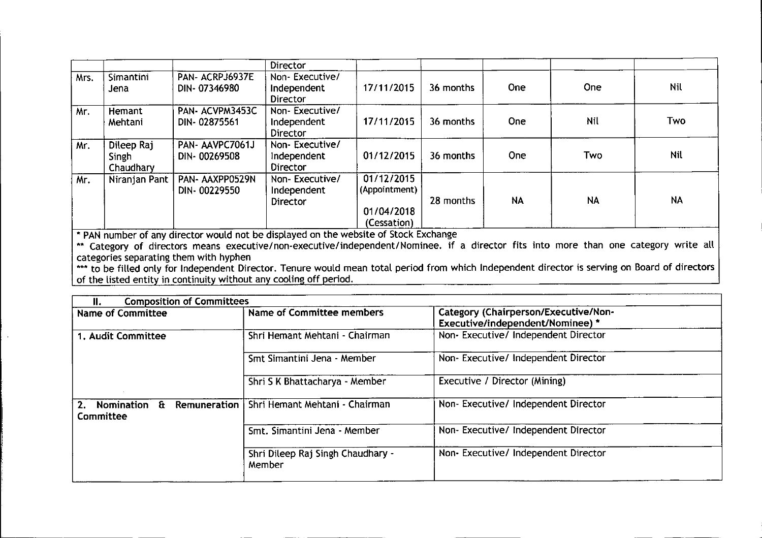|  |  |  | Director |  |  |  |  |  |
| --- | --- | --- | --- | --- | --- | --- | --- | --- |
| Mrs. | Simantini Jena | PAN- ACRPJ6937E DIN- 07346980 | Non- Executive/ Independent Director | 17/11/2015 | 36 months | One | One | Nil |
| Mr. | Hemant Mehtani | PAN- ACVPM3453C DIN- 02875561 | Non- Executive/ Independent Director | 17/11/2015 | 36 months | One | Nil | Two |
| Mr. | Dileep Raj Singh Chaudhary | PAN- AAVPC7061J DIN- 00269508 | Non- Executive/ Independent Director | 01/12/2015 | 36 months | One | Two | Nil |
| Mr. | Niranjan Pant | PAN- AAXPP0529N DIN- 00229550 | Non- Executive/ Independent Director | 01/12/2015 (Appointment) 01/04/2018 (Cessation) | 28 months | NA | NA | NA |

\* PAN number of any director would not be displayed on the website of Stock Exchange

\*\* Category of directors means executive/non-executive/independent/Nominee. if a director fits into more than one category write all categories separating them with hyphen

\*\*\* to be filled only for Independent Director. Tenure would mean total period from which Independent director is serving on Board of directors of the listed entity in continuity without any cooling off period.

| II. Composition of Committees | | |
| --- | --- | --- |
| **Name of Committee** | **Name of Committee members** | **Category (Chairperson/Executive/Non-Executive/independent/Nominee) \*** |
| **1. Audit Committee** | Shri Hemant Mehtani - Chairman | Non- Executive/ Independent Director |
|  | Smt Simantini Jena - Member | Non- Executive/ Independent Director |
|  | Shri S K Bhattacharya - Member | Executive / Director (Mining) |
| **2. Nomination & Remuneration Committee** | Shri Hemant Mehtani - Chairman | Non- Executive/ Independent Director |
|  | Smt. Simantini Jena - Member | Non- Executive/ Independent Director |
|  | Shri Dileep Raj Singh Chaudhary - Member | Non- Executive/ Independent Director |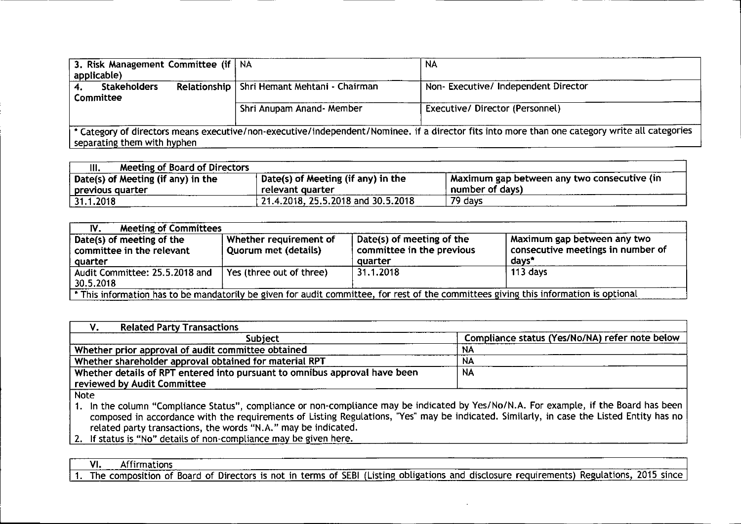| 3. Risk Management Committee (if applicable) | NA | NA |
|---|---|---|
| 4. Stakeholders Relationship Committee | Shri Hemant Mehtani - Chairman | Non- Executive/ Independent Director |
| | Shri Anupam Anand- Member | Executive/ Director (Personnel) |

* Category of directors means executive/non-executive/independent/Nominee. if a director fits into more than one category write all categories separating them with hyphen

| III. Meeting of Board of Directors | | |
|---|---|---|
| Date(s) of Meeting (if any) in the previous quarter | Date(s) of Meeting (if any) in the relevant quarter | Maximum gap between any two consecutive (in number of days) |
| 31.1.2018 | 21.4.2018, 25.5.2018 and 30.5.2018 | 79 days |

| IV. Meeting of Committees | | | |
|---|---|---|---|
| Date(s) of meeting of the committee in the relevant quarter | Whether requirement of Quorum met (details) | Date(s) of meeting of the committee in the previous quarter | Maximum gap between any two consecutive meetings in number of days* |
| Audit Committee: 25.5.2018 and 30.5.2018 | Yes (three out of three) | 31.1.2018 | 113 days |

* This information has to be mandatorily be given for audit committee, for rest of the committees giving this information is optional

| V. Related Party Transactions | |
|---|---|
| Subject | Compliance status (Yes/No/NA) refer note below |
| Whether prior approval of audit committee obtained | NA |
| Whether shareholder approval obtained for material RPT | NA |
| Whether details of RPT entered into pursuant to omnibus approval have been reviewed by Audit Committee | NA |

Note

1. In the column "Compliance Status", compliance or non-compliance may be indicated by Yes/No/N.A. For example, if the Board has been composed in accordance with the requirements of Listing Regulations, "Yes" may be indicated. Similarly, in case the Listed Entity has no related party transactions, the words "N.A." may be indicated.
2. If status is "No" details of non-compliance may be given here.

**VI. Affirmations**

1. The composition of Board of Directors is not in terms of SEBI (Listing obligations and disclosure requirements) Regulations, 2015 since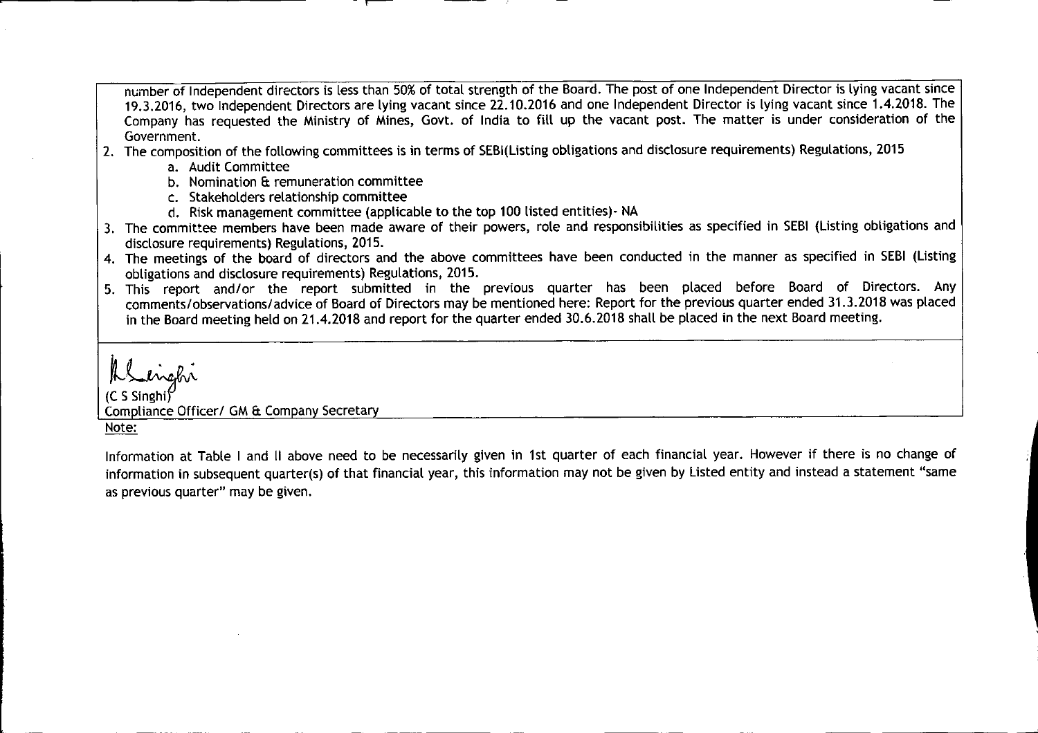number of Independent directors is less than 50% of total strength of the Board. The post of one Independent Director is lying vacant since 19.3.2016, two Independent Directors are lying vacant since 22.10.2016 and one Independent Director is lying vacant since 1.4.2018. The Company has requested the Ministry of Mines, Govt. of India to fill up the vacant post. The matter is under consideration of the Government.

2. The composition of the following committees is in terms of SEBI(Listing obligations and disclosure requirements) Regulations, 2015
   a. Audit Committee
   b. Nomination & remuneration committee
   c. Stakeholders relationship committee
   d. Risk management committee (applicable to the top 100 listed entities)- NA
3. The committee members have been made aware of their powers, role and responsibilities as specified in SEBI (Listing obligations and disclosure requirements) Regulations, 2015.
4. The meetings of the board of directors and the above committees have been conducted in the manner as specified in SEBI (Listing obligations and disclosure requirements) Regulations, 2015.
5. This report and/or the report submitted in the previous quarter has been placed before Board of Directors. Any comments/observations/advice of Board of Directors may be mentioned here: Report for the previous quarter ended 31.3.2018 was placed in the Board meeting held on 21.4.2018 and report for the quarter ended 30.6.2018 shall be placed in the next Board meeting.

(C S Singhi)
Compliance Officer/ GM & Company Secretary

Note:

Information at Table I and II above need to be necessarily given in 1st quarter of each financial year. However if there is no change of information in subsequent quarter(s) of that financial year, this information may not be given by Listed entity and instead a statement "same as previous quarter" may be given.